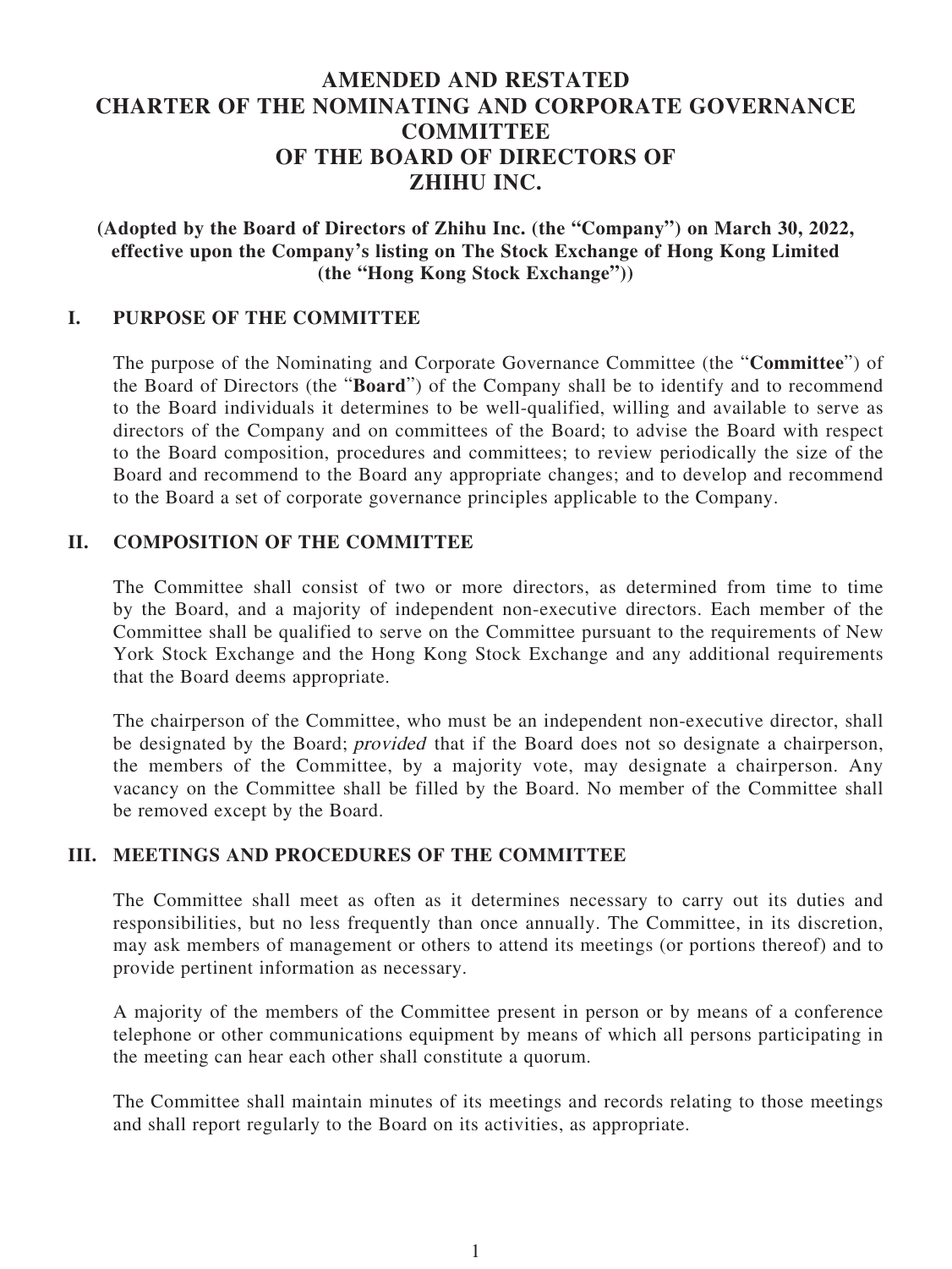# AMENDED AND RESTATED CHARTER OF THE NOMINATING AND CORPORATE GOVERNANCE COMMITTEE OF THE BOARD OF DIRECTORS OF ZHIHU INC.

**(Adopted by the Board of Directors of Zhihu Inc. (the "Company") on March 30, 2022, effective upon the Company's listing on The Stock Exchange of Hong Kong Limited (the "Hong Kong Stock Exchange"))**

## I. PURPOSE OF THE COMMITTEE

The purpose of the Nominating and Corporate Governance Committee (the "**Committee**") of the Board of Directors (the "**Board**") of the Company shall be to identify and to recommend to the Board individuals it determines to be well-qualified, willing and available to serve as directors of the Company and on committees of the Board; to advise the Board with respect to the Board composition, procedures and committees; to review periodically the size of the Board and recommend to the Board any appropriate changes; and to develop and recommend to the Board a set of corporate governance principles applicable to the Company.

## II. COMPOSITION OF THE COMMITTEE

The Committee shall consist of two or more directors, as determined from time to time by the Board, and a majority of independent non-executive directors. Each member of the Committee shall be qualified to serve on the Committee pursuant to the requirements of New York Stock Exchange and the Hong Kong Stock Exchange and any additional requirements that the Board deems appropriate.

The chairperson of the Committee, who must be an independent non-executive director, shall be designated by the Board; *provided* that if the Board does not so designate a chairperson, the members of the Committee, by a majority vote, may designate a chairperson. Any vacancy on the Committee shall be filled by the Board. No member of the Committee shall be removed except by the Board.

## III. MEETINGS AND PROCEDURES OF THE COMMITTEE

The Committee shall meet as often as it determines necessary to carry out its duties and responsibilities, but no less frequently than once annually. The Committee, in its discretion, may ask members of management or others to attend its meetings (or portions thereof) and to provide pertinent information as necessary.

A majority of the members of the Committee present in person or by means of a conference telephone or other communications equipment by means of which all persons participating in the meeting can hear each other shall constitute a quorum.

The Committee shall maintain minutes of its meetings and records relating to those meetings and shall report regularly to the Board on its activities, as appropriate.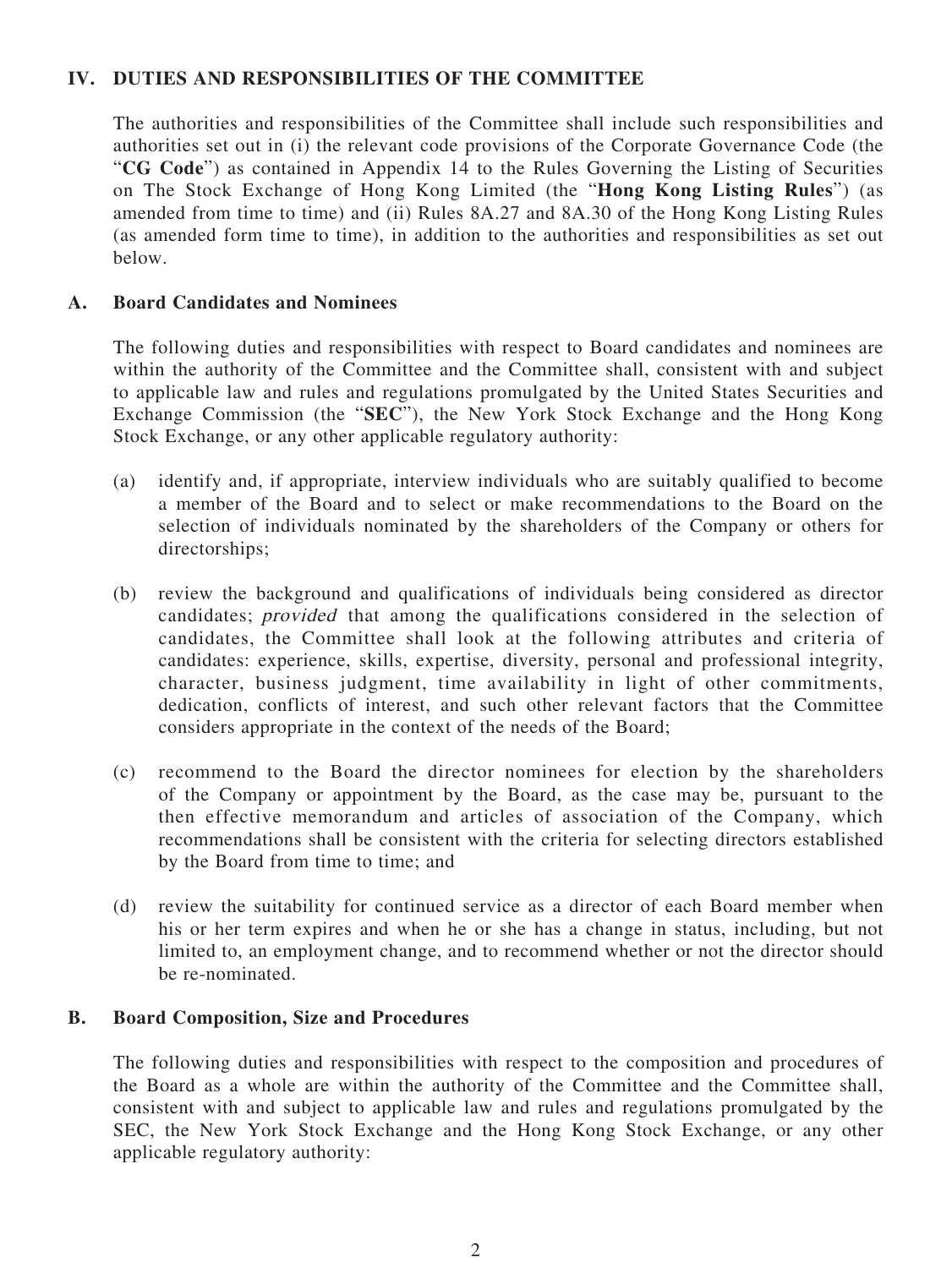## IV. DUTIES AND RESPONSIBILITIES OF THE COMMITTEE

The authorities and responsibilities of the Committee shall include such responsibilities and authorities set out in (i) the relevant code provisions of the Corporate Governance Code (the "**CG Code**") as contained in Appendix 14 to the Rules Governing the Listing of Securities on The Stock Exchange of Hong Kong Limited (the "**Hong Kong Listing Rules**") (as amended from time to time) and (ii) Rules 8A.27 and 8A.30 of the Hong Kong Listing Rules (as amended form time to time), in addition to the authorities and responsibilities as set out below.

### A. Board Candidates and Nominees

The following duties and responsibilities with respect to Board candidates and nominees are within the authority of the Committee and the Committee shall, consistent with and subject to applicable law and rules and regulations promulgated by the United States Securities and Exchange Commission (the "**SEC**"), the New York Stock Exchange and the Hong Kong Stock Exchange, or any other applicable regulatory authority:

(a) identify and, if appropriate, interview individuals who are suitably qualified to become a member of the Board and to select or make recommendations to the Board on the selection of individuals nominated by the shareholders of the Company or others for directorships;

(b) review the background and qualifications of individuals being considered as director candidates; *provided* that among the qualifications considered in the selection of candidates, the Committee shall look at the following attributes and criteria of candidates: experience, skills, expertise, diversity, personal and professional integrity, character, business judgment, time availability in light of other commitments, dedication, conflicts of interest, and such other relevant factors that the Committee considers appropriate in the context of the needs of the Board;

(c) recommend to the Board the director nominees for election by the shareholders of the Company or appointment by the Board, as the case may be, pursuant to the then effective memorandum and articles of association of the Company, which recommendations shall be consistent with the criteria for selecting directors established by the Board from time to time; and

(d) review the suitability for continued service as a director of each Board member when his or her term expires and when he or she has a change in status, including, but not limited to, an employment change, and to recommend whether or not the director should be re-nominated.

### B. Board Composition, Size and Procedures

The following duties and responsibilities with respect to the composition and procedures of the Board as a whole are within the authority of the Committee and the Committee shall, consistent with and subject to applicable law and rules and regulations promulgated by the SEC, the New York Stock Exchange and the Hong Kong Stock Exchange, or any other applicable regulatory authority: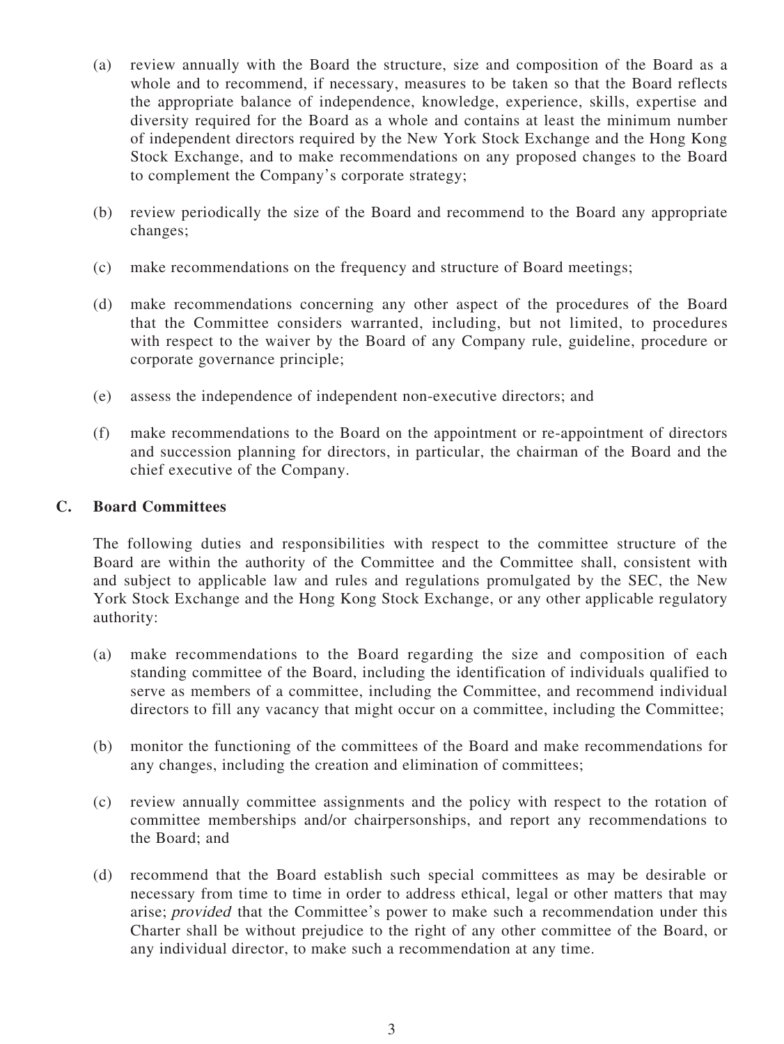(a) review annually with the Board the structure, size and composition of the Board as a whole and to recommend, if necessary, measures to be taken so that the Board reflects the appropriate balance of independence, knowledge, experience, skills, expertise and diversity required for the Board as a whole and contains at least the minimum number of independent directors required by the New York Stock Exchange and the Hong Kong Stock Exchange, and to make recommendations on any proposed changes to the Board to complement the Company's corporate strategy;

(b) review periodically the size of the Board and recommend to the Board any appropriate changes;

(c) make recommendations on the frequency and structure of Board meetings;

(d) make recommendations concerning any other aspect of the procedures of the Board that the Committee considers warranted, including, but not limited, to procedures with respect to the waiver by the Board of any Company rule, guideline, procedure or corporate governance principle;

(e) assess the independence of independent non-executive directors; and

(f) make recommendations to the Board on the appointment or re-appointment of directors and succession planning for directors, in particular, the chairman of the Board and the chief executive of the Company.

## C. Board Committees

The following duties and responsibilities with respect to the committee structure of the Board are within the authority of the Committee and the Committee shall, consistent with and subject to applicable law and rules and regulations promulgated by the SEC, the New York Stock Exchange and the Hong Kong Stock Exchange, or any other applicable regulatory authority:

(a) make recommendations to the Board regarding the size and composition of each standing committee of the Board, including the identification of individuals qualified to serve as members of a committee, including the Committee, and recommend individual directors to fill any vacancy that might occur on a committee, including the Committee;

(b) monitor the functioning of the committees of the Board and make recommendations for any changes, including the creation and elimination of committees;

(c) review annually committee assignments and the policy with respect to the rotation of committee memberships and/or chairpersonships, and report any recommendations to the Board; and

(d) recommend that the Board establish such special committees as may be desirable or necessary from time to time in order to address ethical, legal or other matters that may arise; *provided* that the Committee's power to make such a recommendation under this Charter shall be without prejudice to the right of any other committee of the Board, or any individual director, to make such a recommendation at any time.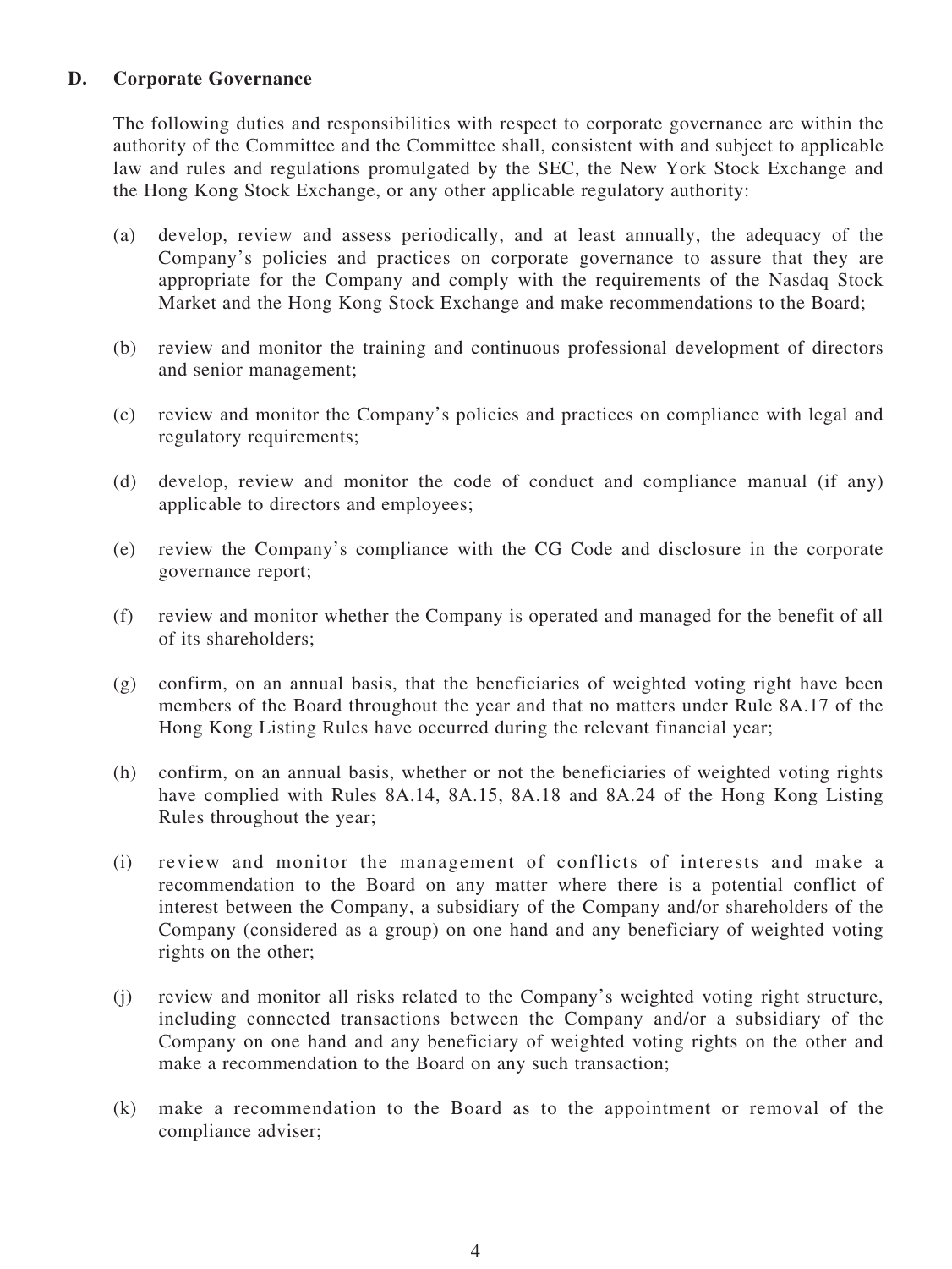## D. Corporate Governance

The following duties and responsibilities with respect to corporate governance are within the authority of the Committee and the Committee shall, consistent with and subject to applicable law and rules and regulations promulgated by the SEC, the New York Stock Exchange and the Hong Kong Stock Exchange, or any other applicable regulatory authority:

(a) develop, review and assess periodically, and at least annually, the adequacy of the Company's policies and practices on corporate governance to assure that they are appropriate for the Company and comply with the requirements of the Nasdaq Stock Market and the Hong Kong Stock Exchange and make recommendations to the Board;

(b) review and monitor the training and continuous professional development of directors and senior management;

(c) review and monitor the Company's policies and practices on compliance with legal and regulatory requirements;

(d) develop, review and monitor the code of conduct and compliance manual (if any) applicable to directors and employees;

(e) review the Company's compliance with the CG Code and disclosure in the corporate governance report;

(f) review and monitor whether the Company is operated and managed for the benefit of all of its shareholders;

(g) confirm, on an annual basis, that the beneficiaries of weighted voting right have been members of the Board throughout the year and that no matters under Rule 8A.17 of the Hong Kong Listing Rules have occurred during the relevant financial year;

(h) confirm, on an annual basis, whether or not the beneficiaries of weighted voting rights have complied with Rules 8A.14, 8A.15, 8A.18 and 8A.24 of the Hong Kong Listing Rules throughout the year;

(i) review and monitor the management of conflicts of interests and make a recommendation to the Board on any matter where there is a potential conflict of interest between the Company, a subsidiary of the Company and/or shareholders of the Company (considered as a group) on one hand and any beneficiary of weighted voting rights on the other;

(j) review and monitor all risks related to the Company's weighted voting right structure, including connected transactions between the Company and/or a subsidiary of the Company on one hand and any beneficiary of weighted voting rights on the other and make a recommendation to the Board on any such transaction;

(k) make a recommendation to the Board as to the appointment or removal of the compliance adviser;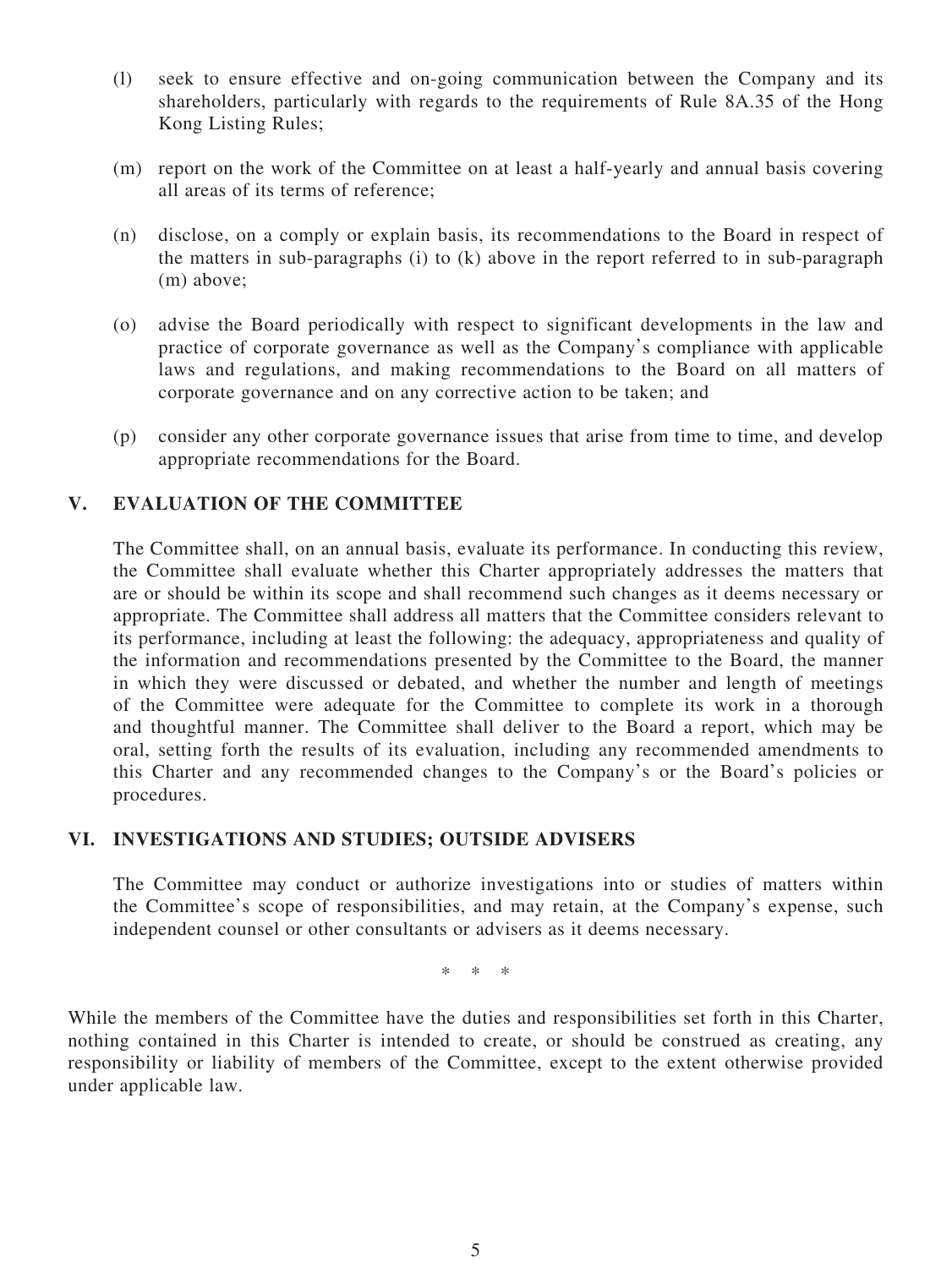(l) seek to ensure effective and on-going communication between the Company and its shareholders, particularly with regards to the requirements of Rule 8A.35 of the Hong Kong Listing Rules;

(m) report on the work of the Committee on at least a half-yearly and annual basis covering all areas of its terms of reference;

(n) disclose, on a comply or explain basis, its recommendations to the Board in respect of the matters in sub-paragraphs (i) to (k) above in the report referred to in sub-paragraph (m) above;

(o) advise the Board periodically with respect to significant developments in the law and practice of corporate governance as well as the Company's compliance with applicable laws and regulations, and making recommendations to the Board on all matters of corporate governance and on any corrective action to be taken; and

(p) consider any other corporate governance issues that arise from time to time, and develop appropriate recommendations for the Board.

## V. EVALUATION OF THE COMMITTEE

The Committee shall, on an annual basis, evaluate its performance. In conducting this review, the Committee shall evaluate whether this Charter appropriately addresses the matters that are or should be within its scope and shall recommend such changes as it deems necessary or appropriate. The Committee shall address all matters that the Committee considers relevant to its performance, including at least the following: the adequacy, appropriateness and quality of the information and recommendations presented by the Committee to the Board, the manner in which they were discussed or debated, and whether the number and length of meetings of the Committee were adequate for the Committee to complete its work in a thorough and thoughtful manner. The Committee shall deliver to the Board a report, which may be oral, setting forth the results of its evaluation, including any recommended amendments to this Charter and any recommended changes to the Company's or the Board's policies or procedures.

## VI. INVESTIGATIONS AND STUDIES; OUTSIDE ADVISERS

The Committee may conduct or authorize investigations into or studies of matters within the Committee's scope of responsibilities, and may retain, at the Company's expense, such independent counsel or other consultants or advisers as it deems necessary.

\* \* \*

While the members of the Committee have the duties and responsibilities set forth in this Charter, nothing contained in this Charter is intended to create, or should be construed as creating, any responsibility or liability of members of the Committee, except to the extent otherwise provided under applicable law.